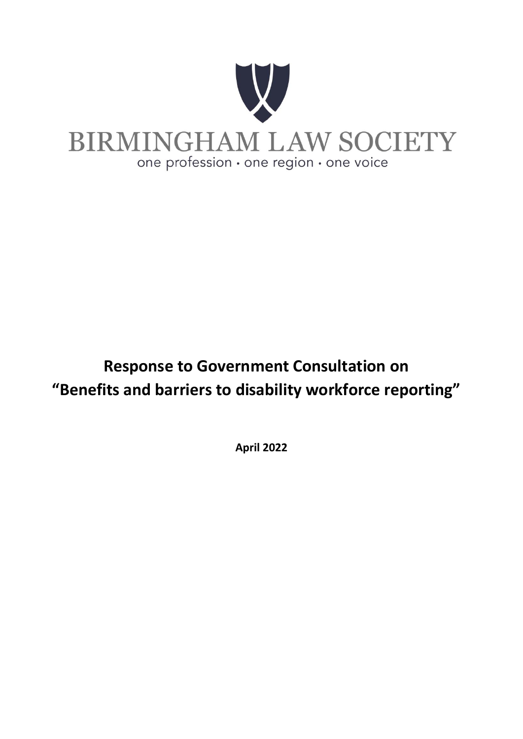BIRMINGHAM LAW SOCIETY

one profession · one region · one voice

# Response to Government Consultation on "Benefits and barriers to disability workforce reporting"

**April 2022**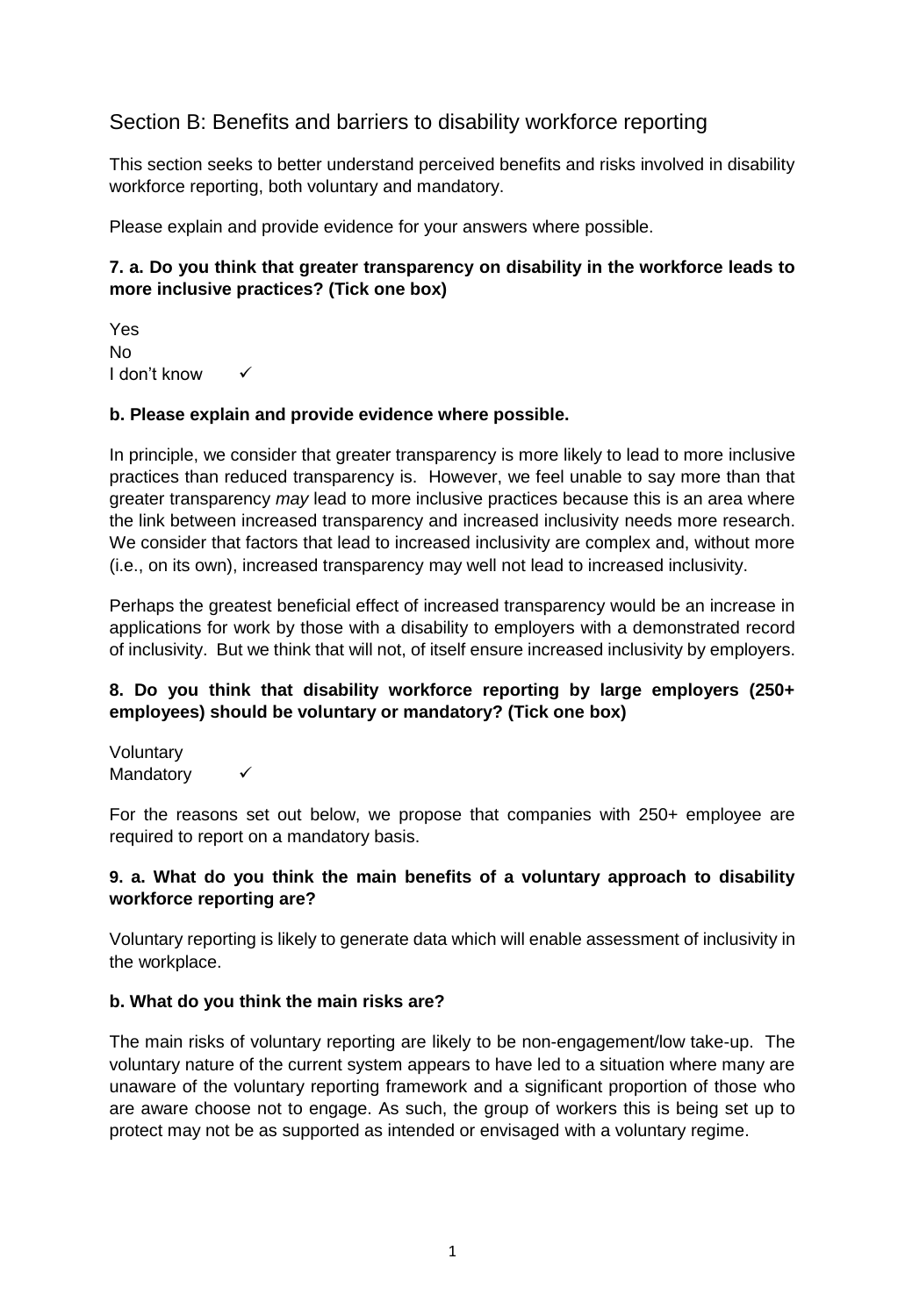## Section B: Benefits and barriers to disability workforce reporting

This section seeks to better understand perceived benefits and risks involved in disability workforce reporting, both voluntary and mandatory.

Please explain and provide evidence for your answers where possible.

**7. a. Do you think that greater transparency on disability in the workforce leads to more inclusive practices? (Tick one box)**

Yes
No
I don't know ✓

**b. Please explain and provide evidence where possible.**

In principle, we consider that greater transparency is more likely to lead to more inclusive practices than reduced transparency is. However, we feel unable to say more than that greater transparency *may* lead to more inclusive practices because this is an area where the link between increased transparency and increased inclusivity needs more research. We consider that factors that lead to increased inclusivity are complex and, without more (i.e., on its own), increased transparency may well not lead to increased inclusivity.

Perhaps the greatest beneficial effect of increased transparency would be an increase in applications for work by those with a disability to employers with a demonstrated record of inclusivity. But we think that will not, of itself ensure increased inclusivity by employers.

**8. Do you think that disability workforce reporting by large employers (250+ employees) should be voluntary or mandatory? (Tick one box)**

Voluntary
Mandatory ✓

For the reasons set out below, we propose that companies with 250+ employee are required to report on a mandatory basis.

**9. a. What do you think the main benefits of a voluntary approach to disability workforce reporting are?**

Voluntary reporting is likely to generate data which will enable assessment of inclusivity in the workplace.

**b. What do you think the main risks are?**

The main risks of voluntary reporting are likely to be non-engagement/low take-up. The voluntary nature of the current system appears to have led to a situation where many are unaware of the voluntary reporting framework and a significant proportion of those who are aware choose not to engage. As such, the group of workers this is being set up to protect may not be as supported as intended or envisaged with a voluntary regime.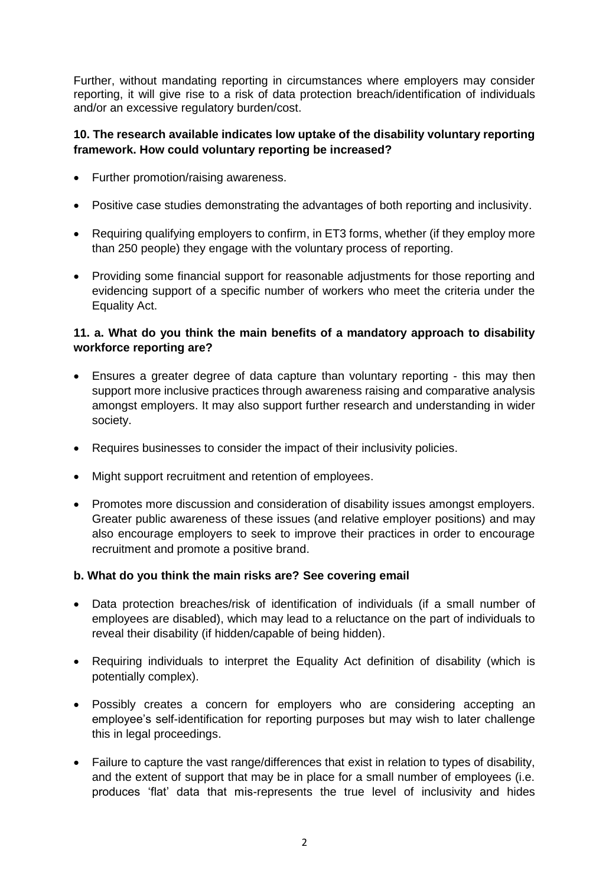Further, without mandating reporting in circumstances where employers may consider reporting, it will give rise to a risk of data protection breach/identification of individuals and/or an excessive regulatory burden/cost.

**10. The research available indicates low uptake of the disability voluntary reporting framework. How could voluntary reporting be increased?**

- Further promotion/raising awareness.
- Positive case studies demonstrating the advantages of both reporting and inclusivity.
- Requiring qualifying employers to confirm, in ET3 forms, whether (if they employ more than 250 people) they engage with the voluntary process of reporting.
- Providing some financial support for reasonable adjustments for those reporting and evidencing support of a specific number of workers who meet the criteria under the Equality Act.

**11. a. What do you think the main benefits of a mandatory approach to disability workforce reporting are?**

- Ensures a greater degree of data capture than voluntary reporting - this may then support more inclusive practices through awareness raising and comparative analysis amongst employers. It may also support further research and understanding in wider society.
- Requires businesses to consider the impact of their inclusivity policies.
- Might support recruitment and retention of employees.
- Promotes more discussion and consideration of disability issues amongst employers. Greater public awareness of these issues (and relative employer positions) and may also encourage employers to seek to improve their practices in order to encourage recruitment and promote a positive brand.

**b. What do you think the main risks are? See covering email**

- Data protection breaches/risk of identification of individuals (if a small number of employees are disabled), which may lead to a reluctance on the part of individuals to reveal their disability (if hidden/capable of being hidden).
- Requiring individuals to interpret the Equality Act definition of disability (which is potentially complex).
- Possibly creates a concern for employers who are considering accepting an employee's self-identification for reporting purposes but may wish to later challenge this in legal proceedings.
- Failure to capture the vast range/differences that exist in relation to types of disability, and the extent of support that may be in place for a small number of employees (i.e. produces 'flat' data that mis-represents the true level of inclusivity and hides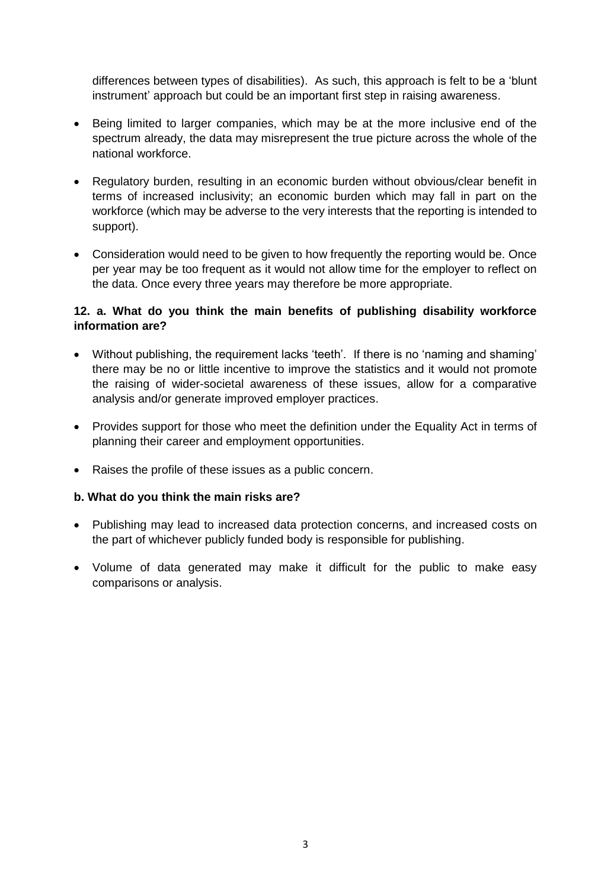differences between types of disabilities). As such, this approach is felt to be a 'blunt instrument' approach but could be an important first step in raising awareness.

- Being limited to larger companies, which may be at the more inclusive end of the spectrum already, the data may misrepresent the true picture across the whole of the national workforce.

- Regulatory burden, resulting in an economic burden without obvious/clear benefit in terms of increased inclusivity; an economic burden which may fall in part on the workforce (which may be adverse to the very interests that the reporting is intended to support).

- Consideration would need to be given to how frequently the reporting would be. Once per year may be too frequent as it would not allow time for the employer to reflect on the data. Once every three years may therefore be more appropriate.

**12. a. What do you think the main benefits of publishing disability workforce information are?**

- Without publishing, the requirement lacks 'teeth'. If there is no 'naming and shaming' there may be no or little incentive to improve the statistics and it would not promote the raising of wider-societal awareness of these issues, allow for a comparative analysis and/or generate improved employer practices.

- Provides support for those who meet the definition under the Equality Act in terms of planning their career and employment opportunities.

- Raises the profile of these issues as a public concern.

**b. What do you think the main risks are?**

- Publishing may lead to increased data protection concerns, and increased costs on the part of whichever publicly funded body is responsible for publishing.

- Volume of data generated may make it difficult for the public to make easy comparisons or analysis.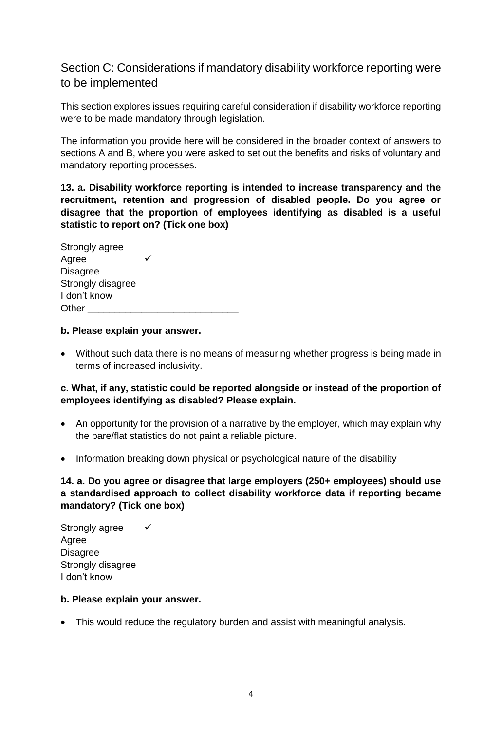## Section C: Considerations if mandatory disability workforce reporting were to be implemented

This section explores issues requiring careful consideration if disability workforce reporting were to be made mandatory through legislation.

The information you provide here will be considered in the broader context of answers to sections A and B, where you were asked to set out the benefits and risks of voluntary and mandatory reporting processes.

**13. a. Disability workforce reporting is intended to increase transparency and the recruitment, retention and progression of disabled people. Do you agree or disagree that the proportion of employees identifying as disabled is a useful statistic to report on? (Tick one box)**

Strongly agree
Agree ✓
Disagree
Strongly disagree
I don't know
Other ____________________________

**b. Please explain your answer.**

- Without such data there is no means of measuring whether progress is being made in terms of increased inclusivity.

**c. What, if any, statistic could be reported alongside or instead of the proportion of employees identifying as disabled? Please explain.**

- An opportunity for the provision of a narrative by the employer, which may explain why the bare/flat statistics do not paint a reliable picture.
- Information breaking down physical or psychological nature of the disability

**14. a. Do you agree or disagree that large employers (250+ employees) should use a standardised approach to collect disability workforce data if reporting became mandatory? (Tick one box)**

Strongly agree ✓
Agree
Disagree
Strongly disagree
I don't know

**b. Please explain your answer.**

- This would reduce the regulatory burden and assist with meaningful analysis.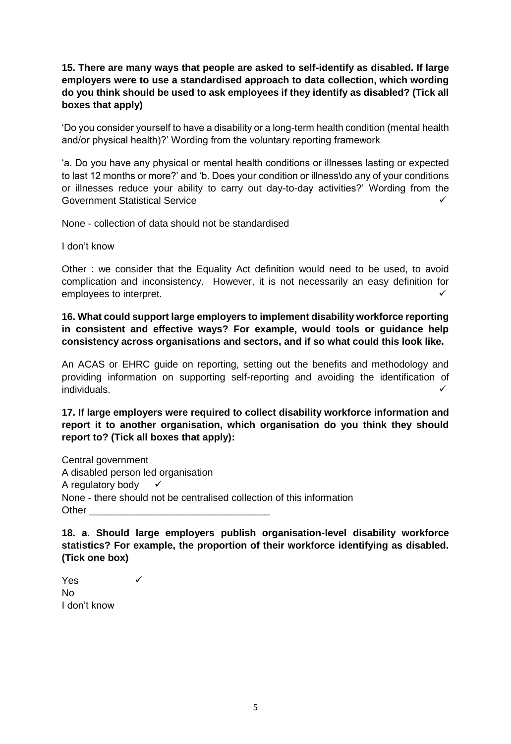**15. There are many ways that people are asked to self-identify as disabled. If large employers were to use a standardised approach to data collection, which wording do you think should be used to ask employees if they identify as disabled? (Tick all boxes that apply)**

'Do you consider yourself to have a disability or a long-term health condition (mental health and/or physical health)?' Wording from the voluntary reporting framework

'a. Do you have any physical or mental health conditions or illnesses lasting or expected to last 12 months or more?' and 'b. Does your condition or illness\do any of your conditions or illnesses reduce your ability to carry out day-to-day activities?' Wording from the Government Statistical Service ✓

None - collection of data should not be standardised

I don't know

Other : we consider that the Equality Act definition would need to be used, to avoid complication and inconsistency. However, it is not necessarily an easy definition for employees to interpret. ✓

**16. What could support large employers to implement disability workforce reporting in consistent and effective ways? For example, would tools or guidance help consistency across organisations and sectors, and if so what could this look like.**

An ACAS or EHRC guide on reporting, setting out the benefits and methodology and providing information on supporting self-reporting and avoiding the identification of individuals. ✓

**17. If large employers were required to collect disability workforce information and report it to another organisation, which organisation do you think they should report to? (Tick all boxes that apply):**

Central government
A disabled person led organisation
A regulatory body ✓
None - there should not be centralised collection of this information
Other ________________________________

**18. a. Should large employers publish organisation-level disability workforce statistics? For example, the proportion of their workforce identifying as disabled. (Tick one box)**

Yes ✓
No
I don't know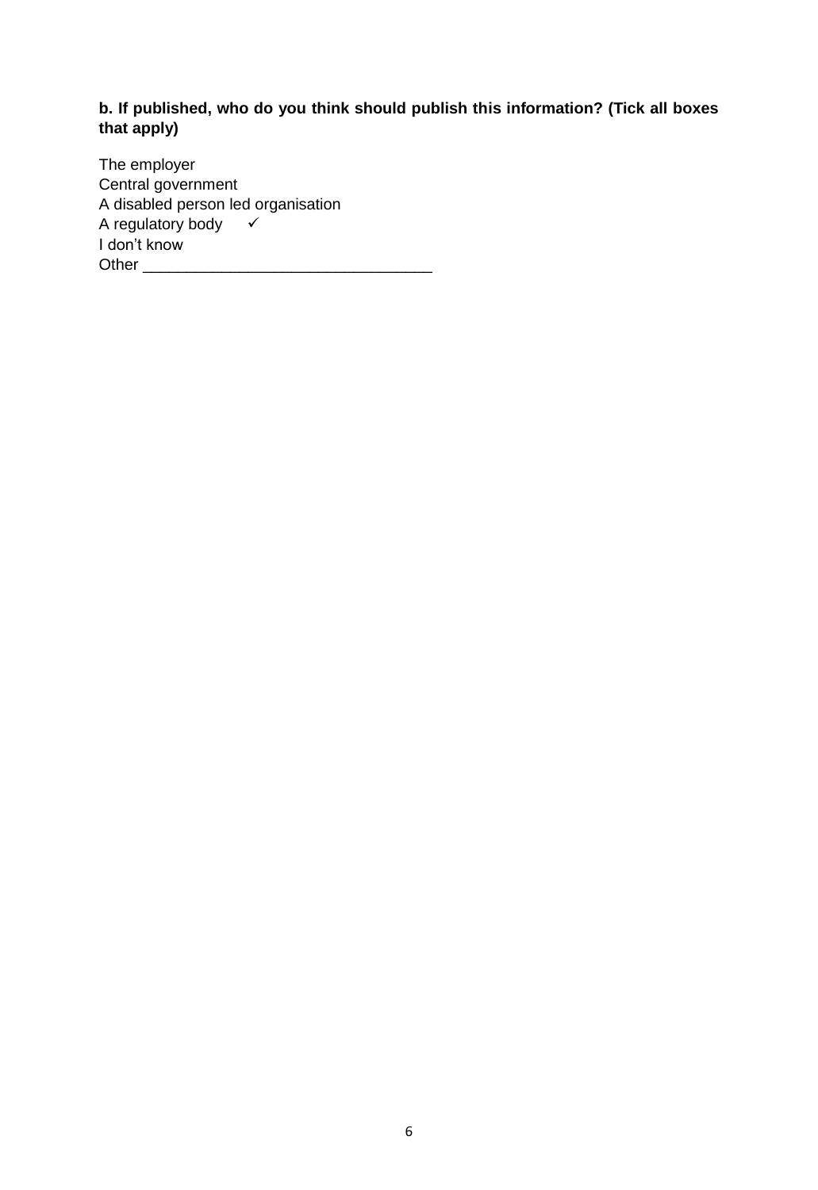**b. If published, who do you think should publish this information? (Tick all boxes that apply)**

The employer
Central government
A disabled person led organisation
A regulatory body ✓
I don't know
Other ________________________________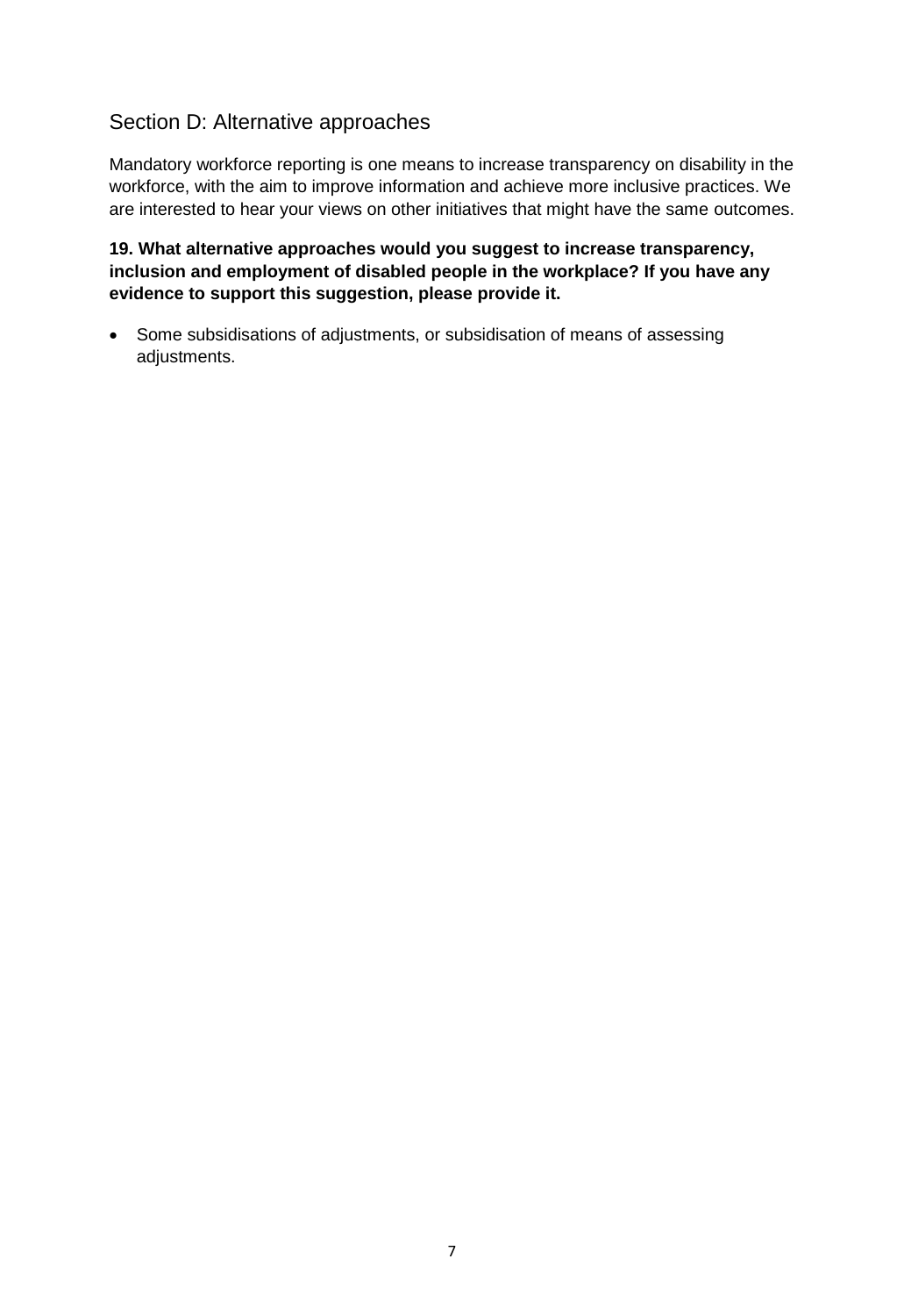## Section D: Alternative approaches

Mandatory workforce reporting is one means to increase transparency on disability in the workforce, with the aim to improve information and achieve more inclusive practices. We are interested to hear your views on other initiatives that might have the same outcomes.

**19. What alternative approaches would you suggest to increase transparency, inclusion and employment of disabled people in the workplace? If you have any evidence to support this suggestion, please provide it.**

- Some subsidisations of adjustments, or subsidisation of means of assessing adjustments.